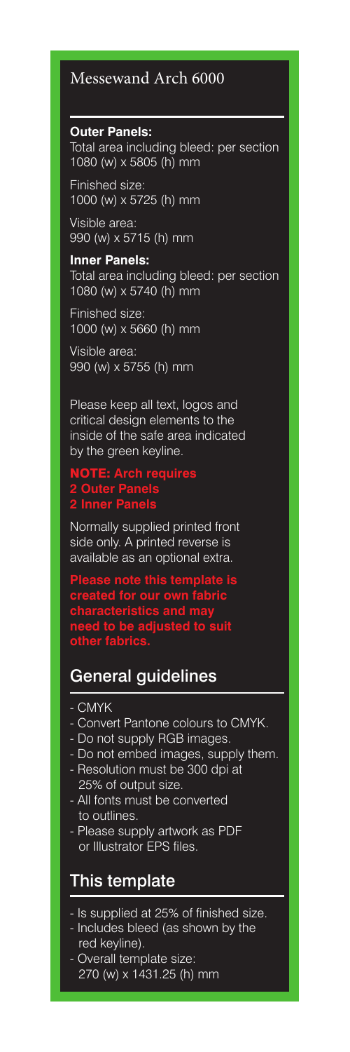# Messewand Arch 6000

**Outer Panels:**
Total area including bleed: per section
1080 (w) x 5805 (h) mm

Finished size:
1000 (w) x 5725 (h) mm

Visible area:
990 (w) x 5715 (h) mm

**Inner Panels:**
Total area including bleed: per section
1080 (w) x 5740 (h) mm

Finished size:
1000 (w) x 5660 (h) mm

Visible area:
990 (w) x 5755 (h) mm

Please keep all text, logos and critical design elements to the inside of the safe area indicated by the green keyline.

**NOTE: Arch requires**
**2 Outer Panels**
**2 Inner Panels**

Normally supplied printed front side only. A printed reverse is available as an optional extra.

**Please note this template is created for our own fabric characteristics and may need to be adjusted to suit other fabrics.**

## General guidelines

- CMYK
- Convert Pantone colours to CMYK.
- Do not supply RGB images.
- Do not embed images, supply them.
- Resolution must be 300 dpi at 25% of output size.
- All fonts must be converted to outlines.
- Please supply artwork as PDF or Illustrator EPS files.

## This template

- Is supplied at 25% of finished size.
- Includes bleed (as shown by the red keyline).
- Overall template size: 270 (w) x 1431.25 (h) mm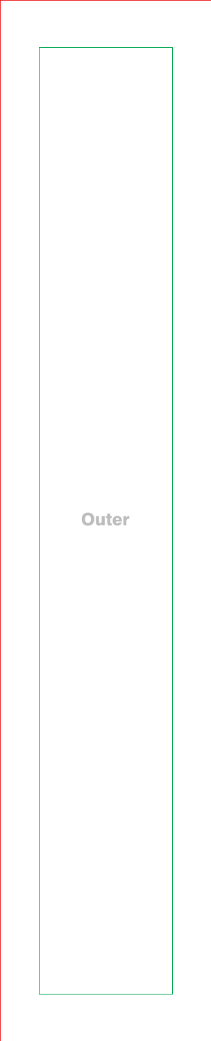Outer